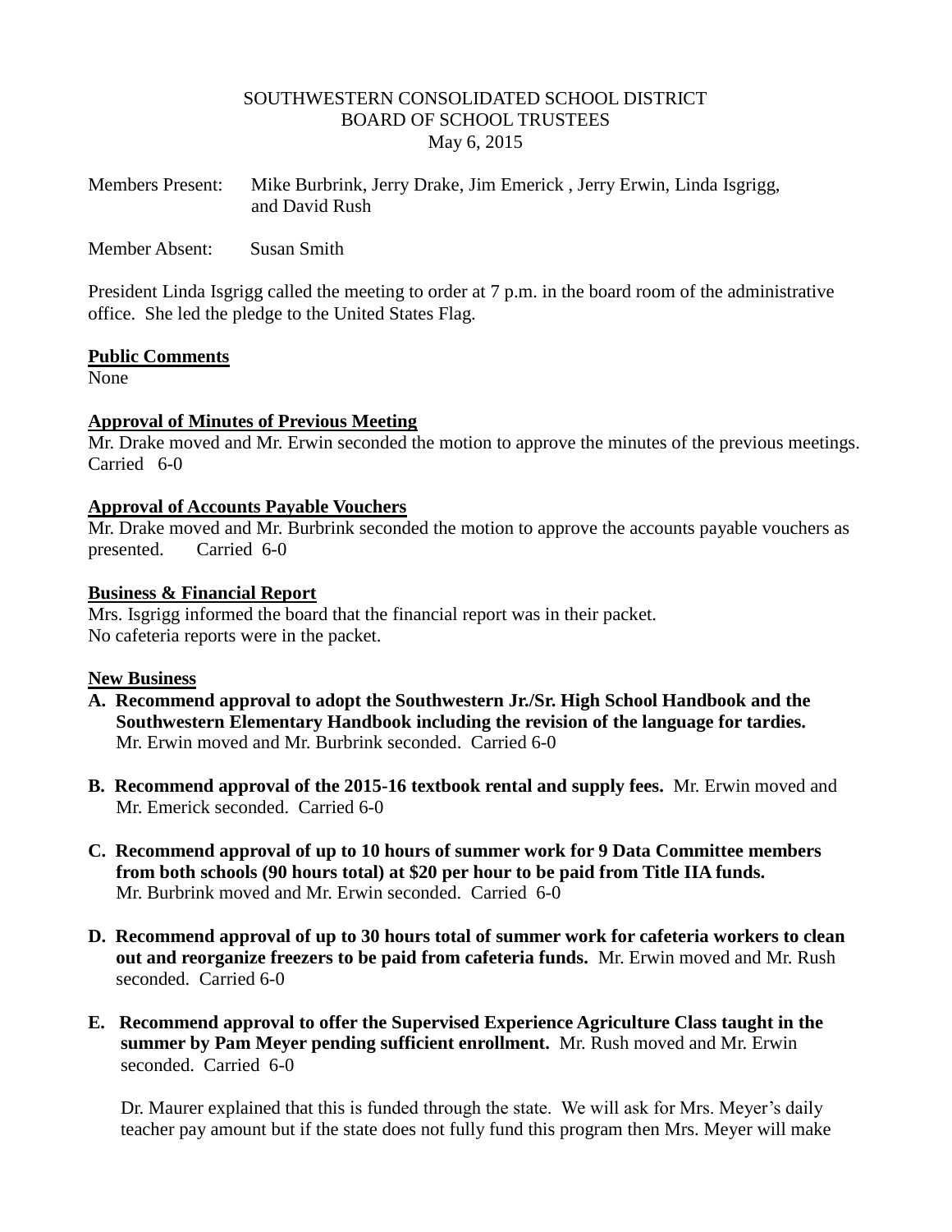SOUTHWESTERN CONSOLIDATED SCHOOL DISTRICT
BOARD OF SCHOOL TRUSTEES
May 6, 2015

Members Present: Mike Burbrink, Jerry Drake, Jim Emerick , Jerry Erwin, Linda Isgrigg, and David Rush

Member Absent: Susan Smith

President Linda Isgrigg called the meeting to order at 7 p.m. in the board room of the administrative office. She led the pledge to the United States Flag.

**Public Comments**
None

**Approval of Minutes of Previous Meeting**
Mr. Drake moved and Mr. Erwin seconded the motion to approve the minutes of the previous meetings. Carried 6-0

**Approval of Accounts Payable Vouchers**
Mr. Drake moved and Mr. Burbrink seconded the motion to approve the accounts payable vouchers as presented. Carried 6-0

**Business & Financial Report**
Mrs. Isgrigg informed the board that the financial report was in their packet.
No cafeteria reports were in the packet.

**New Business**

**A. Recommend approval to adopt the Southwestern Jr./Sr. High School Handbook and the Southwestern Elementary Handbook including the revision of the language for tardies.** Mr. Erwin moved and Mr. Burbrink seconded. Carried 6-0

**B. Recommend approval of the 2015-16 textbook rental and supply fees.** Mr. Erwin moved and Mr. Emerick seconded. Carried 6-0

**C. Recommend approval of up to 10 hours of summer work for 9 Data Committee members from both schools (90 hours total) at $20 per hour to be paid from Title IIA funds.** Mr. Burbrink moved and Mr. Erwin seconded. Carried 6-0

**D. Recommend approval of up to 30 hours total of summer work for cafeteria workers to clean out and reorganize freezers to be paid from cafeteria funds.** Mr. Erwin moved and Mr. Rush seconded. Carried 6-0

**E. Recommend approval to offer the Supervised Experience Agriculture Class taught in the summer by Pam Meyer pending sufficient enrollment.** Mr. Rush moved and Mr. Erwin seconded. Carried 6-0

Dr. Maurer explained that this is funded through the state. We will ask for Mrs. Meyer's daily teacher pay amount but if the state does not fully fund this program then Mrs. Meyer will make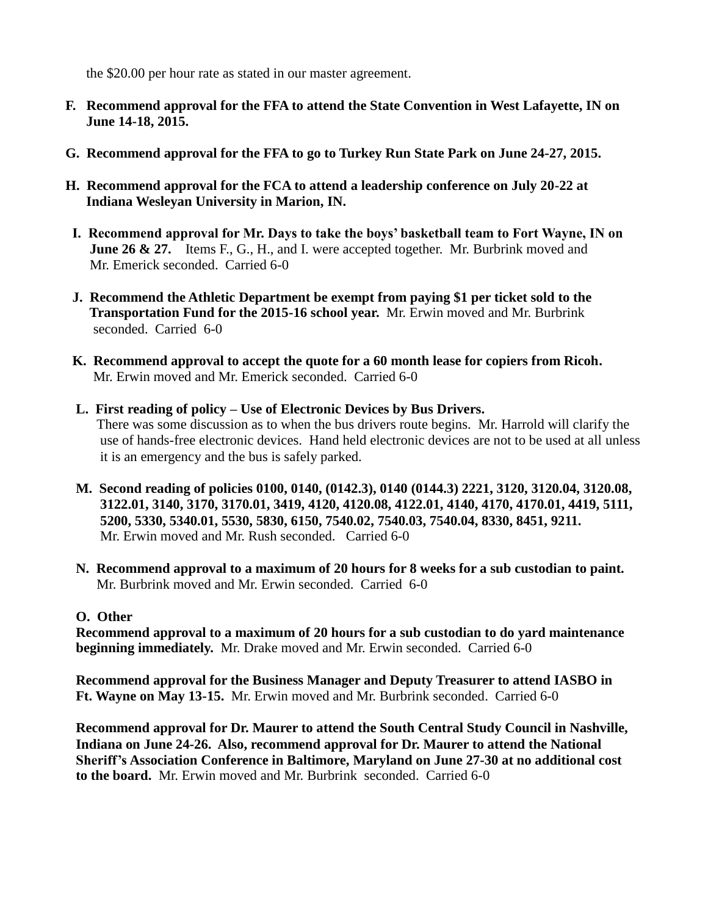the $20.00 per hour rate as stated in our master agreement.

F. **Recommend approval for the FFA to attend the State Convention in West Lafayette, IN on June 14-18, 2015.**

G. **Recommend approval for the FFA to go to Turkey Run State Park on June 24-27, 2015.**

H. **Recommend approval for the FCA to attend a leadership conference on July 20-22 at Indiana Wesleyan University in Marion, IN.**

I. **Recommend approval for Mr. Days to take the boys' basketball team to Fort Wayne, IN on June 26 & 27.** Items F., G., H., and I. were accepted together. Mr. Burbrink moved and Mr. Emerick seconded. Carried 6-0

J. **Recommend the Athletic Department be exempt from paying $1 per ticket sold to the Transportation Fund for the 2015-16 school year.** Mr. Erwin moved and Mr. Burbrink seconded. Carried 6-0

K. **Recommend approval to accept the quote for a 60 month lease for copiers from Ricoh.** Mr. Erwin moved and Mr. Emerick seconded. Carried 6-0

L. **First reading of policy – Use of Electronic Devices by Bus Drivers.** There was some discussion as to when the bus drivers route begins. Mr. Harrold will clarify the use of hands-free electronic devices. Hand held electronic devices are not to be used at all unless it is an emergency and the bus is safely parked.

M. **Second reading of policies 0100, 0140, (0142.3), 0140 (0144.3) 2221, 3120, 3120.04, 3120.08, 3122.01, 3140, 3170, 3170.01, 3419, 4120, 4120.08, 4122.01, 4140, 4170, 4170.01, 4419, 5111, 5200, 5330, 5340.01, 5530, 5830, 6150, 7540.02, 7540.03, 7540.04, 8330, 8451, 9211.** Mr. Erwin moved and Mr. Rush seconded. Carried 6-0

N. **Recommend approval to a maximum of 20 hours for 8 weeks for a sub custodian to paint.** Mr. Burbrink moved and Mr. Erwin seconded. Carried 6-0

O. **Other**

**Recommend approval to a maximum of 20 hours for a sub custodian to do yard maintenance beginning immediately.** Mr. Drake moved and Mr. Erwin seconded. Carried 6-0

**Recommend approval for the Business Manager and Deputy Treasurer to attend IASBO in Ft. Wayne on May 13-15.** Mr. Erwin moved and Mr. Burbrink seconded. Carried 6-0

**Recommend approval for Dr. Maurer to attend the South Central Study Council in Nashville, Indiana on June 24-26. Also, recommend approval for Dr. Maurer to attend the National Sheriff's Association Conference in Baltimore, Maryland on June 27-30 at no additional cost to the board.** Mr. Erwin moved and Mr. Burbrink seconded. Carried 6-0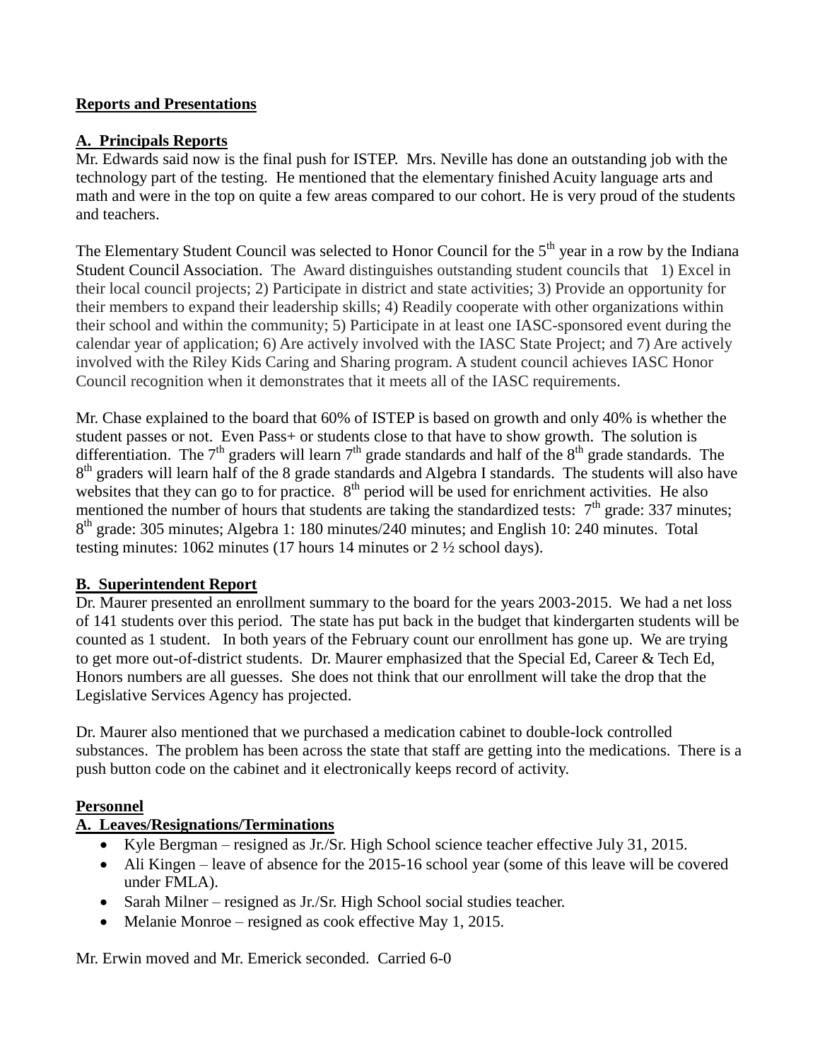**Reports and Presentations**

**A. Principals Reports**

Mr. Edwards said now is the final push for ISTEP. Mrs. Neville has done an outstanding job with the technology part of the testing. He mentioned that the elementary finished Acuity language arts and math and were in the top on quite a few areas compared to our cohort. He is very proud of the students and teachers.

The Elementary Student Council was selected to Honor Council for the 5th year in a row by the Indiana Student Council Association. The Award distinguishes outstanding student councils that 1) Excel in their local council projects; 2) Participate in district and state activities; 3) Provide an opportunity for their members to expand their leadership skills; 4) Readily cooperate with other organizations within their school and within the community; 5) Participate in at least one IASC-sponsored event during the calendar year of application; 6) Are actively involved with the IASC State Project; and 7) Are actively involved with the Riley Kids Caring and Sharing program. A student council achieves IASC Honor Council recognition when it demonstrates that it meets all of the IASC requirements.

Mr. Chase explained to the board that 60% of ISTEP is based on growth and only 40% is whether the student passes or not. Even Pass+ or students close to that have to show growth. The solution is differentiation. The 7th graders will learn 7th grade standards and half of the 8th grade standards. The 8th graders will learn half of the 8 grade standards and Algebra I standards. The students will also have websites that they can go to for practice. 8th period will be used for enrichment activities. He also mentioned the number of hours that students are taking the standardized tests: 7th grade: 337 minutes; 8th grade: 305 minutes; Algebra 1: 180 minutes/240 minutes; and English 10: 240 minutes. Total testing minutes: 1062 minutes (17 hours 14 minutes or 2 ½ school days).

**B. Superintendent Report**

Dr. Maurer presented an enrollment summary to the board for the years 2003-2015. We had a net loss of 141 students over this period. The state has put back in the budget that kindergarten students will be counted as 1 student. In both years of the February count our enrollment has gone up. We are trying to get more out-of-district students. Dr. Maurer emphasized that the Special Ed, Career & Tech Ed, Honors numbers are all guesses. She does not think that our enrollment will take the drop that the Legislative Services Agency has projected.

Dr. Maurer also mentioned that we purchased a medication cabinet to double-lock controlled substances. The problem has been across the state that staff are getting into the medications. There is a push button code on the cabinet and it electronically keeps record of activity.

**Personnel**

**A. Leaves/Resignations/Terminations**

- Kyle Bergman – resigned as Jr./Sr. High School science teacher effective July 31, 2015.
- Ali Kingen – leave of absence for the 2015-16 school year (some of this leave will be covered under FMLA).
- Sarah Milner – resigned as Jr./Sr. High School social studies teacher.
- Melanie Monroe – resigned as cook effective May 1, 2015.

Mr. Erwin moved and Mr. Emerick seconded. Carried 6-0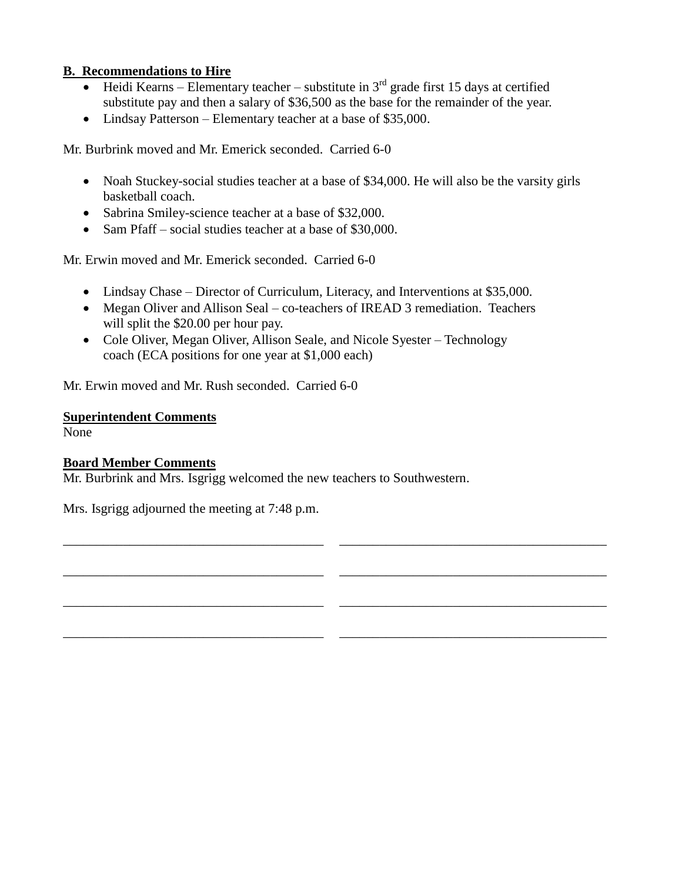**B. Recommendations to Hire**

- Heidi Kearns – Elementary teacher – substitute in 3rd grade first 15 days at certified substitute pay and then a salary of $36,500 as the base for the remainder of the year.
- Lindsay Patterson – Elementary teacher at a base of $35,000.

Mr. Burbrink moved and Mr. Emerick seconded. Carried 6-0

- Noah Stuckey-social studies teacher at a base of $34,000. He will also be the varsity girls basketball coach.
- Sabrina Smiley-science teacher at a base of $32,000.
- Sam Pfaff – social studies teacher at a base of $30,000.

Mr. Erwin moved and Mr. Emerick seconded. Carried 6-0

- Lindsay Chase – Director of Curriculum, Literacy, and Interventions at $35,000.
- Megan Oliver and Allison Seal – co-teachers of IREAD 3 remediation. Teachers will split the $20.00 per hour pay.
- Cole Oliver, Megan Oliver, Allison Seale, and Nicole Syester – Technology coach (ECA positions for one year at $1,000 each)

Mr. Erwin moved and Mr. Rush seconded. Carried 6-0

**Superintendent Comments**

None

**Board Member Comments**

Mr. Burbrink and Mrs. Isgrigg welcomed the new teachers to Southwestern.

Mrs. Isgrigg adjourned the meeting at 7:48 p.m.

\_\_\_\_\_\_\_\_\_\_\_\_\_\_\_\_\_\_\_\_\_\_\_\_\_\_\_\_\_\_\_\_\_\_\_\_\_\_\_\_ \_\_\_\_\_\_\_\_\_\_\_\_\_\_\_\_\_\_\_\_\_\_\_\_\_\_\_\_\_\_\_\_\_\_\_\_\_\_\_\_

\_\_\_\_\_\_\_\_\_\_\_\_\_\_\_\_\_\_\_\_\_\_\_\_\_\_\_\_\_\_\_\_\_\_\_\_\_\_\_\_ \_\_\_\_\_\_\_\_\_\_\_\_\_\_\_\_\_\_\_\_\_\_\_\_\_\_\_\_\_\_\_\_\_\_\_\_\_\_\_\_

\_\_\_\_\_\_\_\_\_\_\_\_\_\_\_\_\_\_\_\_\_\_\_\_\_\_\_\_\_\_\_\_\_\_\_\_\_\_\_\_ \_\_\_\_\_\_\_\_\_\_\_\_\_\_\_\_\_\_\_\_\_\_\_\_\_\_\_\_\_\_\_\_\_\_\_\_\_\_\_\_

\_\_\_\_\_\_\_\_\_\_\_\_\_\_\_\_\_\_\_\_\_\_\_\_\_\_\_\_\_\_\_\_\_\_\_\_\_\_\_\_ \_\_\_\_\_\_\_\_\_\_\_\_\_\_\_\_\_\_\_\_\_\_\_\_\_\_\_\_\_\_\_\_\_\_\_\_\_\_\_\_